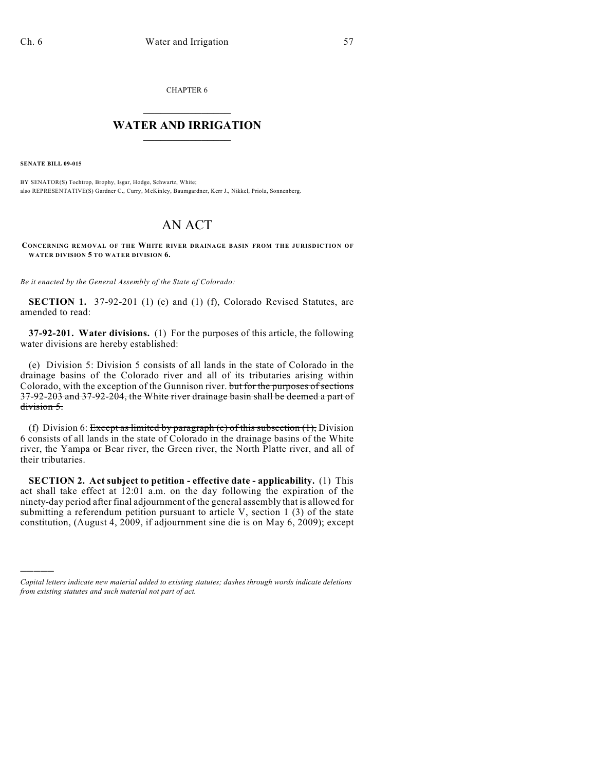CHAPTER 6

# WATER AND IRRIGATION

**SENATE BILL 09-015**

BY SENATOR(S) Tochtrop, Brophy, Isgar, Hodge, Schwartz, White;
also REPRESENTATIVE(S) Gardner C., Curry, McKinley, Baumgardner, Kerr J., Nikkel, Priola, Sonnenberg.

# AN ACT

**CONCERNING REMOVAL OF THE WHITE RIVER DRAINAGE BASIN FROM THE JURISDICTION OF WATER DIVISION 5 TO WATER DIVISION 6.**

*Be it enacted by the General Assembly of the State of Colorado:*

**SECTION 1.** 37-92-201 (1) (e) and (1) (f), Colorado Revised Statutes, are amended to read:

**37-92-201. Water divisions.** (1) For the purposes of this article, the following water divisions are hereby established:

(e) Division 5: Division 5 consists of all lands in the state of Colorado in the drainage basins of the Colorado river and all of its tributaries arising within Colorado, with the exception of the Gunnison river. ~~but for the purposes of sections 37-92-203 and 37-92-204, the White river drainage basin shall be deemed a part of division 5.~~

(f) Division 6: ~~Except as limited by paragraph (e) of this subsection (1),~~ Division 6 consists of all lands in the state of Colorado in the drainage basins of the White river, the Yampa or Bear river, the Green river, the North Platte river, and all of their tributaries.

**SECTION 2. Act subject to petition - effective date - applicability.** (1) This act shall take effect at 12:01 a.m. on the day following the expiration of the ninety-day period after final adjournment of the general assembly that is allowed for submitting a referendum petition pursuant to article V, section 1 (3) of the state constitution, (August 4, 2009, if adjournment sine die is on May 6, 2009); except

---

*Capital letters indicate new material added to existing statutes; dashes through words indicate deletions from existing statutes and such material not part of act.*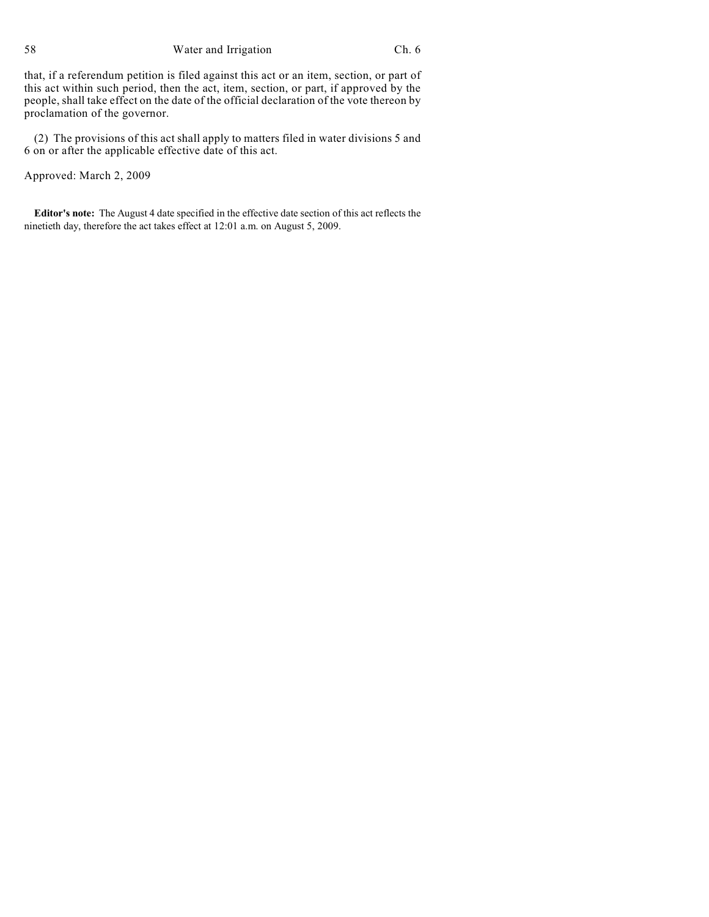that, if a referendum petition is filed against this act or an item, section, or part of this act within such period, then the act, item, section, or part, if approved by the people, shall take effect on the date of the official declaration of the vote thereon by proclamation of the governor.

(2) The provisions of this act shall apply to matters filed in water divisions 5 and 6 on or after the applicable effective date of this act.

Approved: March 2, 2009

**Editor's note:** The August 4 date specified in the effective date section of this act reflects the ninetieth day, therefore the act takes effect at 12:01 a.m. on August 5, 2009.